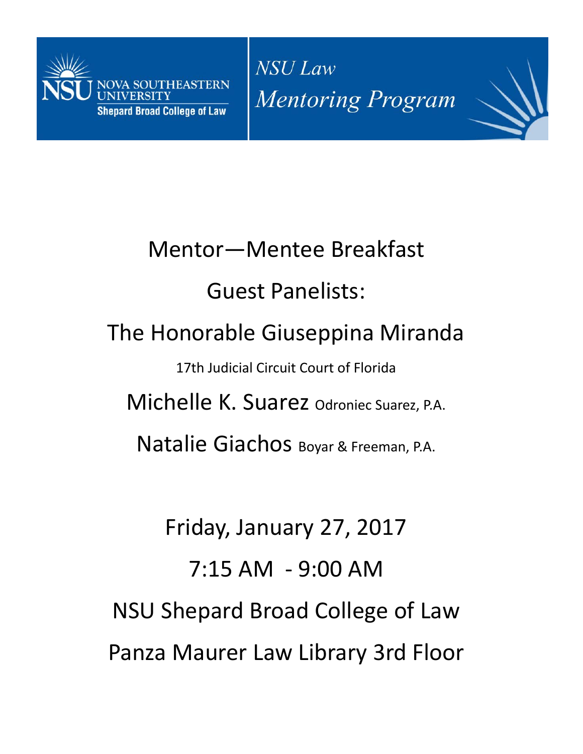NSU NOVA SOUTHEASTERN UNIVERSITY
Shepard Broad College of Law

*NSU Law*
*Mentoring Program*

# Mentor—Mentee Breakfast

## Guest Panelists:

## The Honorable Giuseppina Miranda

17th Judicial Circuit Court of Florida

## Michelle K. Suarez Odroniec Suarez, P.A.

## Natalie Giachos Boyar & Freeman, P.A.

Friday, January 27, 2017

7:15 AM - 9:00 AM

NSU Shepard Broad College of Law

Panza Maurer Law Library 3rd Floor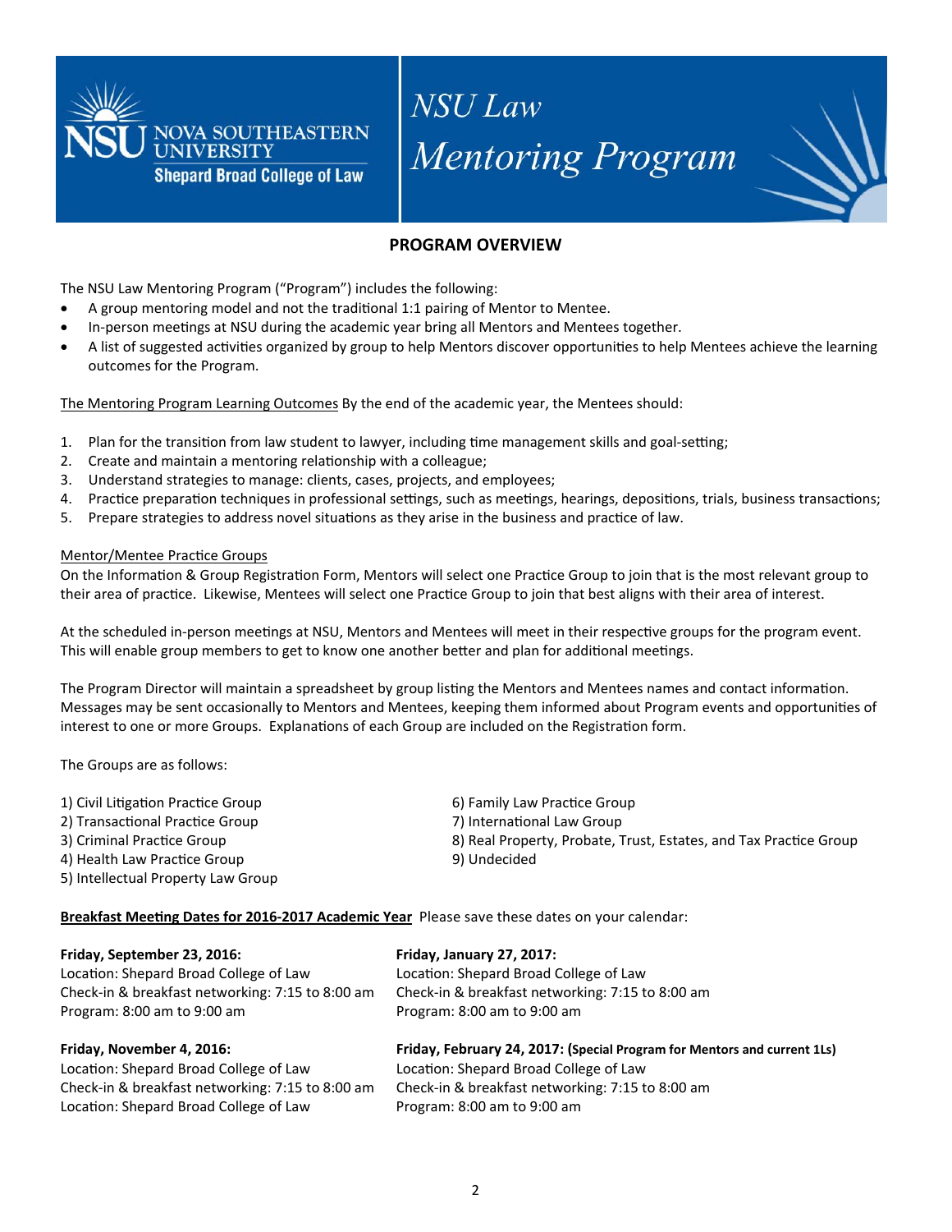NOVA SOUTHEASTERN UNIVERSITY
Shepard Broad College of Law

# NSU Law Mentoring Program

## PROGRAM OVERVIEW

The NSU Law Mentoring Program ("Program") includes the following:

- A group mentoring model and not the traditional 1:1 pairing of Mentor to Mentee.
- In-person meetings at NSU during the academic year bring all Mentors and Mentees together.
- A list of suggested activities organized by group to help Mentors discover opportunities to help Mentees achieve the learning outcomes for the Program.

The Mentoring Program Learning Outcomes By the end of the academic year, the Mentees should:

1. Plan for the transition from law student to lawyer, including time management skills and goal-setting;
2. Create and maintain a mentoring relationship with a colleague;
3. Understand strategies to manage: clients, cases, projects, and employees;
4. Practice preparation techniques in professional settings, such as meetings, hearings, depositions, trials, business transactions;
5. Prepare strategies to address novel situations as they arise in the business and practice of law.

Mentor/Mentee Practice Groups

On the Information & Group Registration Form, Mentors will select one Practice Group to join that is the most relevant group to their area of practice. Likewise, Mentees will select one Practice Group to join that best aligns with their area of interest.

At the scheduled in-person meetings at NSU, Mentors and Mentees will meet in their respective groups for the program event. This will enable group members to get to know one another better and plan for additional meetings.

The Program Director will maintain a spreadsheet by group listing the Mentors and Mentees names and contact information. Messages may be sent occasionally to Mentors and Mentees, keeping them informed about Program events and opportunities of interest to one or more Groups. Explanations of each Group are included on the Registration form.

The Groups are as follows:

1) Civil Litigation Practice Group
2) Transactional Practice Group
3) Criminal Practice Group
4) Health Law Practice Group
5) Intellectual Property Law Group
6) Family Law Practice Group
7) International Law Group
8) Real Property, Probate, Trust, Estates, and Tax Practice Group
9) Undecided

**Breakfast Meeting Dates for 2016-2017 Academic Year** Please save these dates on your calendar:

**Friday, September 23, 2016:**
Location: Shepard Broad College of Law
Check-in & breakfast networking: 7:15 to 8:00 am
Program: 8:00 am to 9:00 am

**Friday, November 4, 2016:**
Location: Shepard Broad College of Law
Check-in & breakfast networking: 7:15 to 8:00 am
Location: Shepard Broad College of Law

**Friday, January 27, 2017:**
Location: Shepard Broad College of Law
Check-in & breakfast networking: 7:15 to 8:00 am
Program: 8:00 am to 9:00 am

**Friday, February 24, 2017: (Special Program for Mentors and current 1Ls)**
Location: Shepard Broad College of Law
Check-in & breakfast networking: 7:15 to 8:00 am
Program: 8:00 am to 9:00 am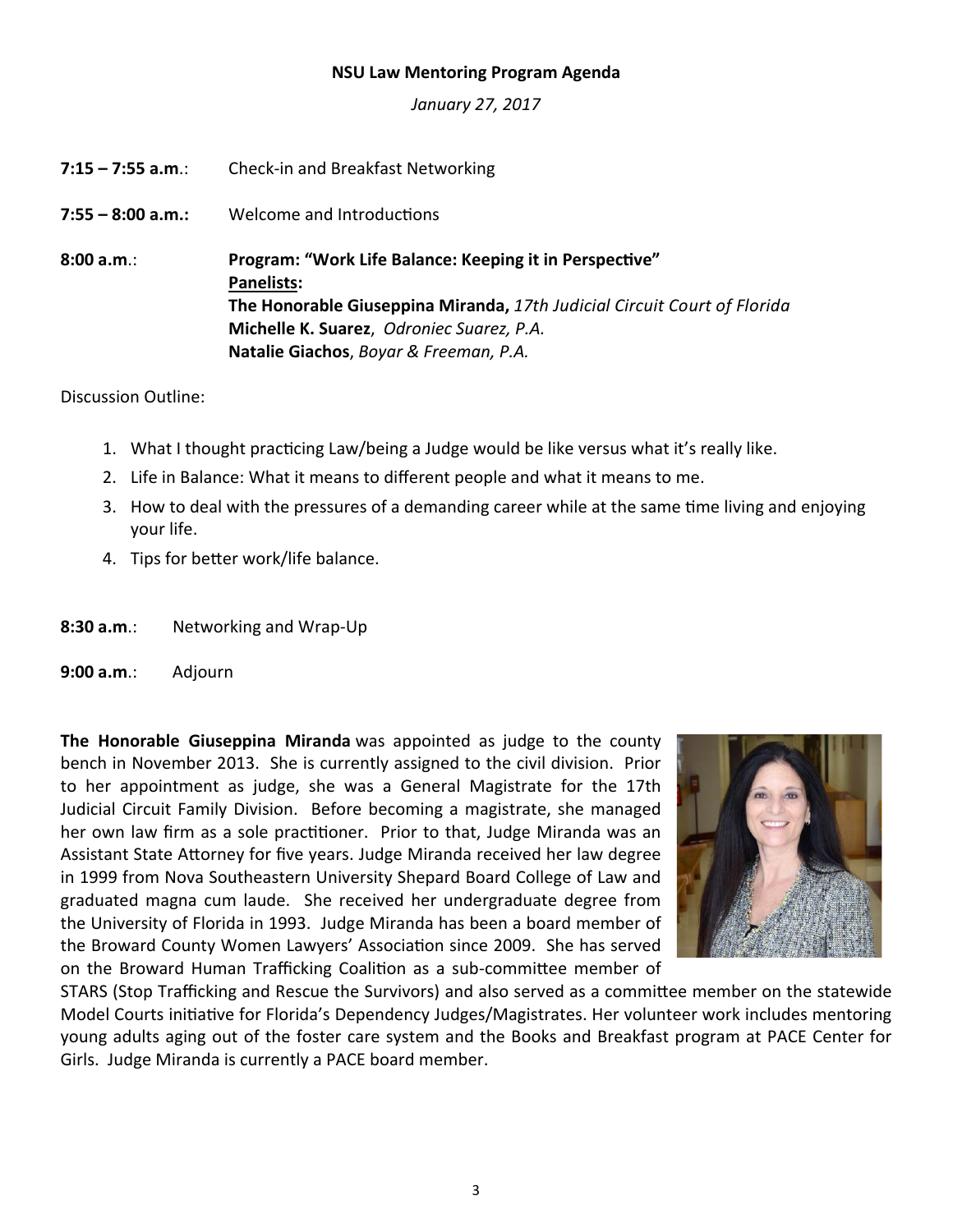**NSU Law Mentoring Program Agenda**

*January 27, 2017*

**7:15 – 7:55 a.m**.: Check-in and Breakfast Networking

**7:55 – 8:00 a.m.:** Welcome and Introductions

**8:00 a.m**.: **Program: "Work Life Balance: Keeping it in Perspective"**
**Panelists:**
**The Honorable Giuseppina Miranda,** *17th Judicial Circuit Court of Florida*
**Michelle K. Suarez**, *Odroniec Suarez, P.A.*
**Natalie Giachos**, *Boyar & Freeman, P.A.*

Discussion Outline:

1. What I thought practicing Law/being a Judge would be like versus what it's really like.
2. Life in Balance: What it means to different people and what it means to me.
3. How to deal with the pressures of a demanding career while at the same time living and enjoying your life.
4. Tips for better work/life balance.

**8:30 a.m**.: Networking and Wrap-Up

**9:00 a.m**.: Adjourn

**The Honorable Giuseppina Miranda** was appointed as judge to the county bench in November 2013. She is currently assigned to the civil division. Prior to her appointment as judge, she was a General Magistrate for the 17th Judicial Circuit Family Division. Before becoming a magistrate, she managed her own law firm as a sole practitioner. Prior to that, Judge Miranda was an Assistant State Attorney for five years. Judge Miranda received her law degree in 1999 from Nova Southeastern University Shepard Board College of Law and graduated magna cum laude. She received her undergraduate degree from the University of Florida in 1993. Judge Miranda has been a board member of the Broward County Women Lawyers' Association since 2009. She has served on the Broward Human Trafficking Coalition as a sub-committee member of STARS (Stop Trafficking and Rescue the Survivors) and also served as a committee member on the statewide Model Courts initiative for Florida's Dependency Judges/Magistrates. Her volunteer work includes mentoring young adults aging out of the foster care system and the Books and Breakfast program at PACE Center for Girls. Judge Miranda is currently a PACE board member.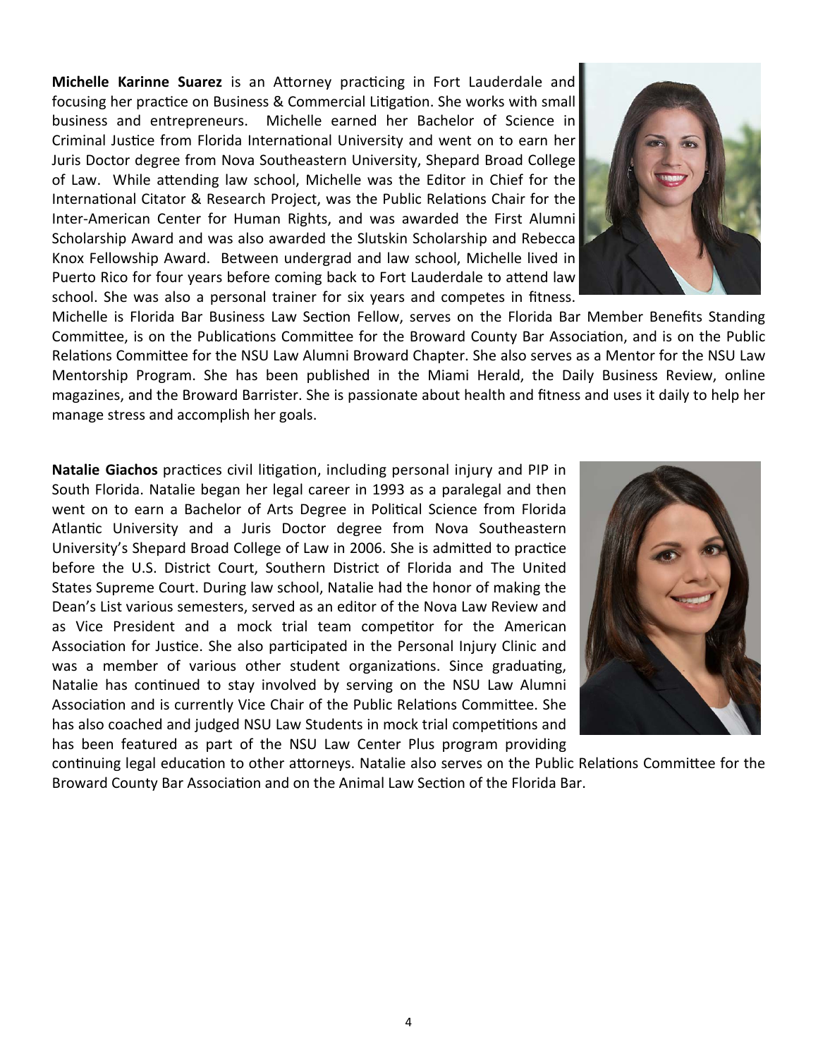**Michelle Karinne Suarez** is an Attorney practicing in Fort Lauderdale and focusing her practice on Business & Commercial Litigation. She works with small business and entrepreneurs. Michelle earned her Bachelor of Science in Criminal Justice from Florida International University and went on to earn her Juris Doctor degree from Nova Southeastern University, Shepard Broad College of Law. While attending law school, Michelle was the Editor in Chief for the International Citator & Research Project, was the Public Relations Chair for the Inter-American Center for Human Rights, and was awarded the First Alumni Scholarship Award and was also awarded the Slutskin Scholarship and Rebecca Knox Fellowship Award. Between undergrad and law school, Michelle lived in Puerto Rico for four years before coming back to Fort Lauderdale to attend law school. She was also a personal trainer for six years and competes in fitness. Michelle is Florida Bar Business Law Section Fellow, serves on the Florida Bar Member Benefits Standing Committee, is on the Publications Committee for the Broward County Bar Association, and is on the Public Relations Committee for the NSU Law Alumni Broward Chapter. She also serves as a Mentor for the NSU Law Mentorship Program. She has been published in the Miami Herald, the Daily Business Review, online magazines, and the Broward Barrister. She is passionate about health and fitness and uses it daily to help her manage stress and accomplish her goals.

**Natalie Giachos** practices civil litigation, including personal injury and PIP in South Florida. Natalie began her legal career in 1993 as a paralegal and then went on to earn a Bachelor of Arts Degree in Political Science from Florida Atlantic University and a Juris Doctor degree from Nova Southeastern University's Shepard Broad College of Law in 2006. She is admitted to practice before the U.S. District Court, Southern District of Florida and The United States Supreme Court. During law school, Natalie had the honor of making the Dean's List various semesters, served as an editor of the Nova Law Review and as Vice President and a mock trial team competitor for the American Association for Justice. She also participated in the Personal Injury Clinic and was a member of various other student organizations. Since graduating, Natalie has continued to stay involved by serving on the NSU Law Alumni Association and is currently Vice Chair of the Public Relations Committee. She has also coached and judged NSU Law Students in mock trial competitions and has been featured as part of the NSU Law Center Plus program providing continuing legal education to other attorneys. Natalie also serves on the Public Relations Committee for the Broward County Bar Association and on the Animal Law Section of the Florida Bar.